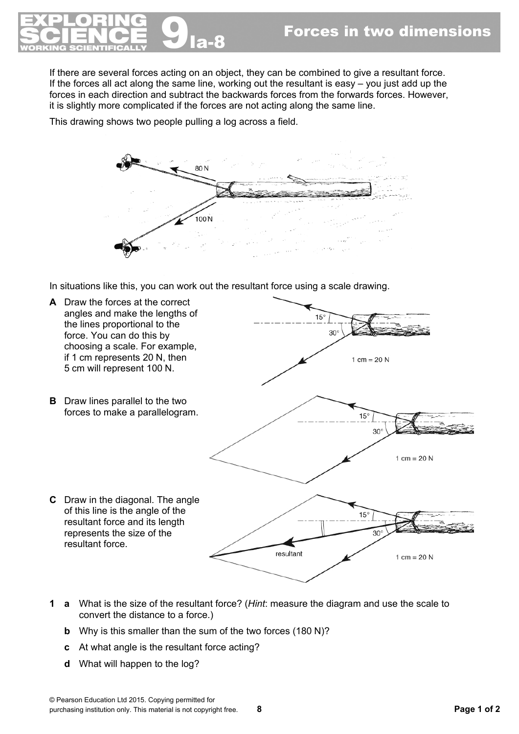# Forces in two dimensions

If there are several forces acting on an object, they can be combined to give a resultant force. If the forces all act along the same line, working out the resultant is easy – you just add up the forces in each direction and subtract the backwards forces from the forwards forces. However, it is slightly more complicated if the forces are not acting along the same line.

This drawing shows two people pulling a log across a field.

In situations like this, you can work out the resultant force using a scale drawing.

**A** Draw the forces at the correct angles and make the lengths of the lines proportional to the force. You can do this by choosing a scale. For example, if 1 cm represents 20 N, then 5 cm will represent 100 N.

**B** Draw lines parallel to the two forces to make a parallelogram.

**C** Draw in the diagonal. The angle of this line is the angle of the resultant force and its length represents the size of the resultant force.

**1 a** What is the size of the resultant force? (*Hint*: measure the diagram and use the scale to convert the distance to a force.)

**b** Why is this smaller than the sum of the two forces (180 N)?

**c** At what angle is the resultant force acting?

**d** What will happen to the log?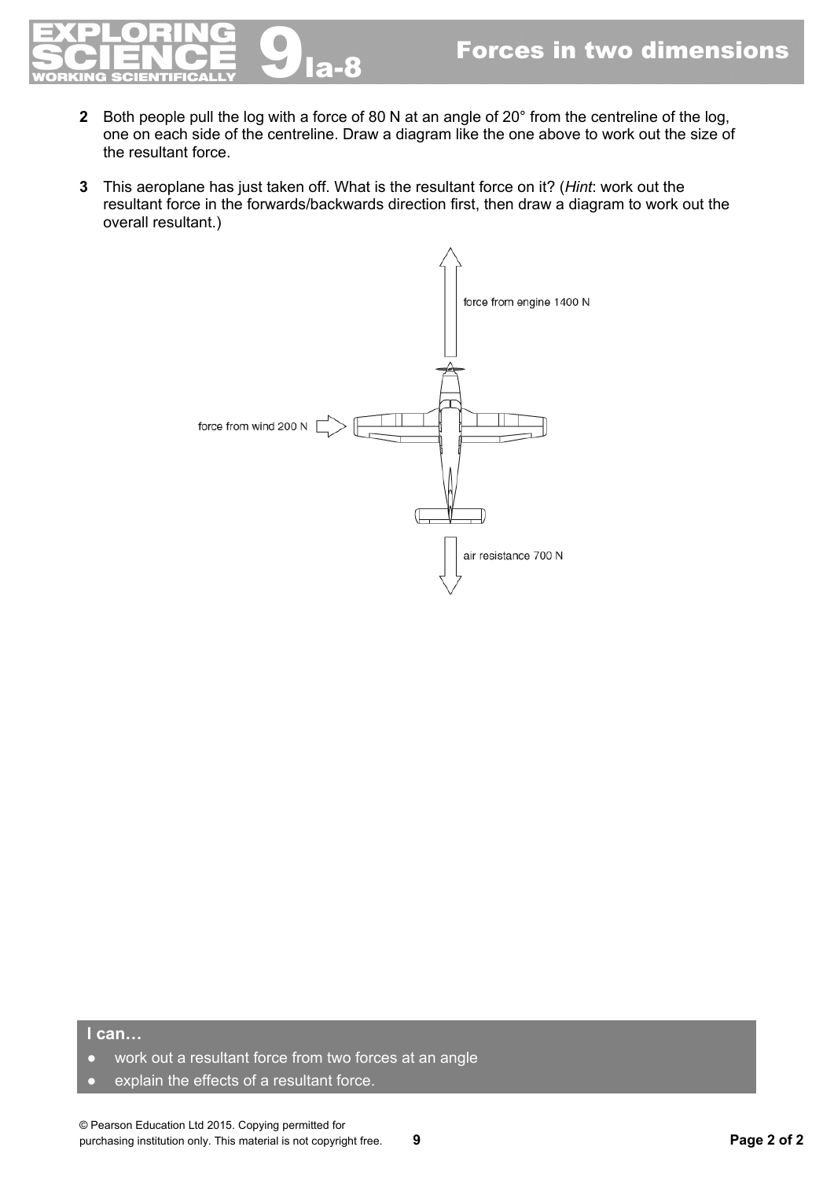2 Both people pull the log with a force of 80 N at an angle of 20° from the centreline of the log, one on each side of the centreline. Draw a diagram like the one above to work out the size of the resultant force.

3 This aeroplane has just taken off. What is the resultant force on it? (*Hint*: work out the resultant force in the forwards/backwards direction first, then draw a diagram to work out the overall resultant.)

force from engine 1400 N

force from wind 200 N

air resistance 700 N

**I can…**

- work out a resultant force from two forces at an angle
- explain the effects of a resultant force.

© Pearson Education Ltd 2015. Copying permitted for purchasing institution only. This material is not copyright free.